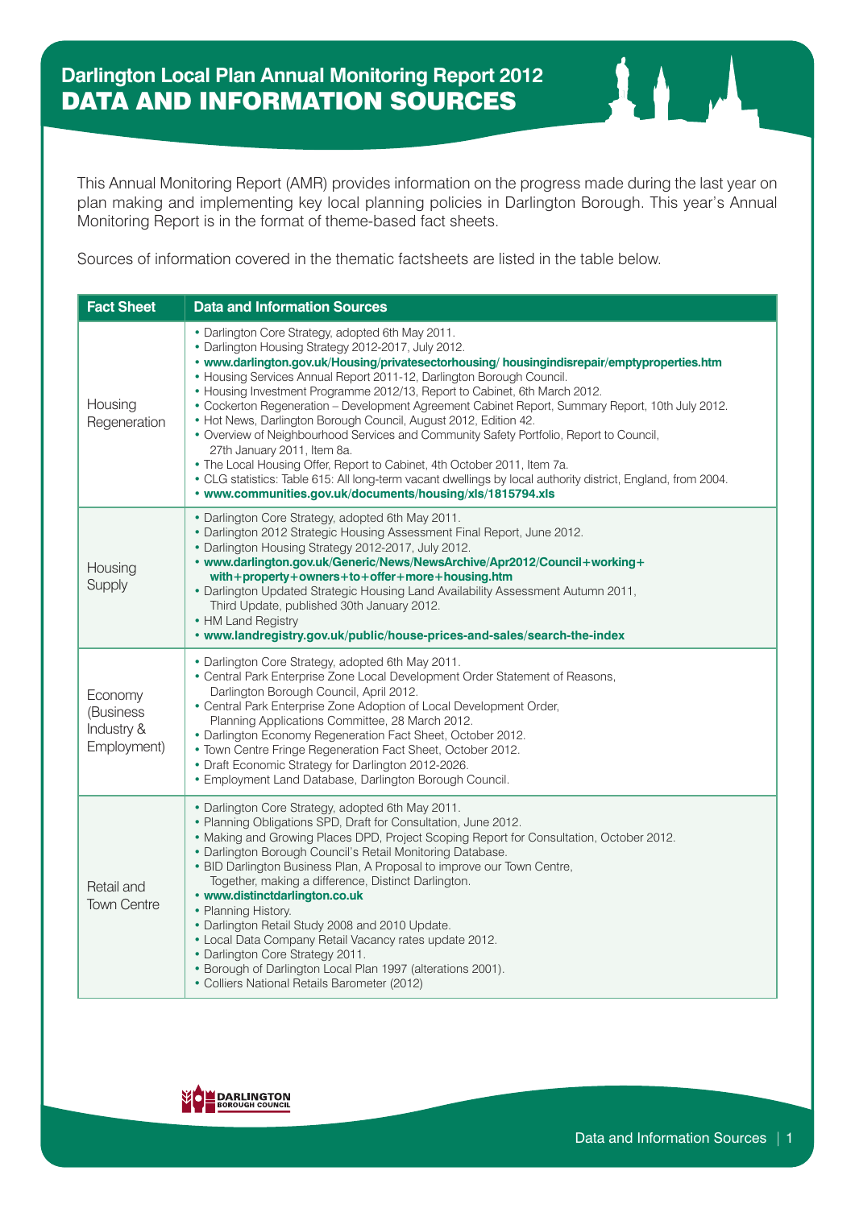# Darlington Local Plan Annual Monitoring Report 2012

## DATA AND INFORMATION SOURCES

This Annual Monitoring Report (AMR) provides information on the progress made during the last year on plan making and implementing key local planning policies in Darlington Borough. This year's Annual Monitoring Report is in the format of theme-based fact sheets.

Sources of information covered in the thematic factsheets are listed in the table below.

| Fact Sheet | Data and Information Sources |
|---|---|
| Housing Regeneration | • Darlington Core Strategy, adopted 6th May 2011.<br>• Darlington Housing Strategy 2012-2017, July 2012.<br>• **www.darlington.gov.uk/Housing/privatesectorhousing/ housingindisrepair/emptyproperties.htm**<br>• Housing Services Annual Report 2011-12, Darlington Borough Council.<br>• Housing Investment Programme 2012/13, Report to Cabinet, 6th March 2012.<br>• Cockerton Regeneration – Development Agreement Cabinet Report, Summary Report, 10th July 2012.<br>• Hot News, Darlington Borough Council, August 2012, Edition 42.<br>• Overview of Neighbourhood Services and Community Safety Portfolio, Report to Council, 27th January 2011, Item 8a.<br>• The Local Housing Offer, Report to Cabinet, 4th October 2011, Item 7a.<br>• CLG statistics: Table 615: All long-term vacant dwellings by local authority district, England, from 2004.<br>• **www.communities.gov.uk/documents/housing/xls/1815794.xls** |
| Housing Supply | • Darlington Core Strategy, adopted 6th May 2011.<br>• Darlington 2012 Strategic Housing Assessment Final Report, June 2012.<br>• Darlington Housing Strategy 2012-2017, July 2012.<br>• **www.darlington.gov.uk/Generic/News/NewsArchive/Apr2012/Council+working+with+property+owners+to+offer+more+housing.htm**<br>• Darlington Updated Strategic Housing Land Availability Assessment Autumn 2011, Third Update, published 30th January 2012.<br>• HM Land Registry<br>• **www.landregistry.gov.uk/public/house-prices-and-sales/search-the-index** |
| Economy (Business Industry & Employment) | • Darlington Core Strategy, adopted 6th May 2011.<br>• Central Park Enterprise Zone Local Development Order Statement of Reasons, Darlington Borough Council, April 2012.<br>• Central Park Enterprise Zone Adoption of Local Development Order, Planning Applications Committee, 28 March 2012.<br>• Darlington Economy Regeneration Fact Sheet, October 2012.<br>• Town Centre Fringe Regeneration Fact Sheet, October 2012.<br>• Draft Economic Strategy for Darlington 2012-2026.<br>• Employment Land Database, Darlington Borough Council. |
| Retail and Town Centre | • Darlington Core Strategy, adopted 6th May 2011.<br>• Planning Obligations SPD, Draft for Consultation, June 2012.<br>• Making and Growing Places DPD, Project Scoping Report for Consultation, October 2012.<br>• Darlington Borough Council's Retail Monitoring Database.<br>• BID Darlington Business Plan, A Proposal to improve our Town Centre, Together, making a difference, Distinct Darlington.<br>• **www.distinctdarlington.co.uk**<br>• Planning History.<br>• Darlington Retail Study 2008 and 2010 Update.<br>• Local Data Company Retail Vacancy rates update 2012.<br>• Darlington Core Strategy 2011.<br>• Borough of Darlington Local Plan 1997 (alterations 2001).<br>• Colliers National Retails Barometer (2012) |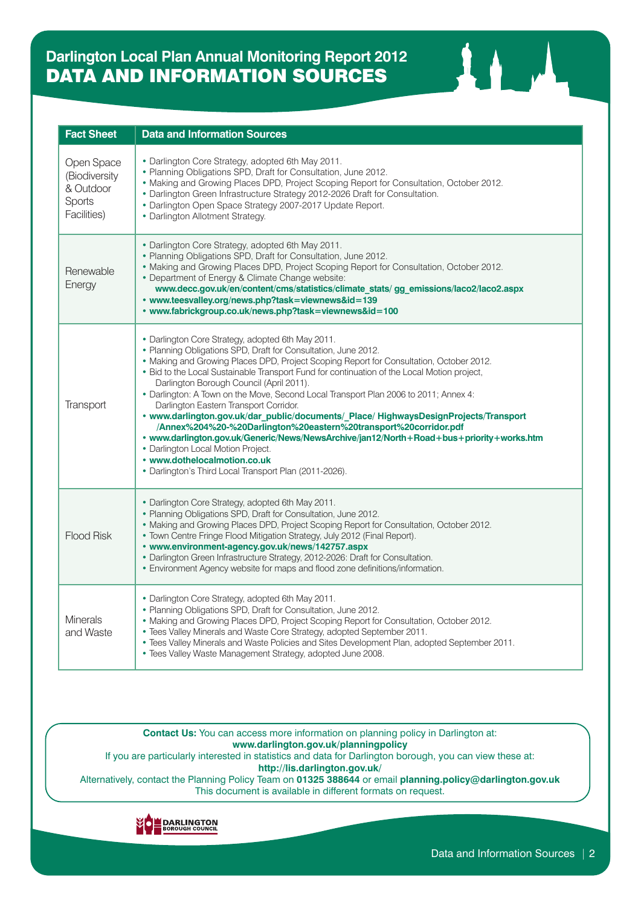# Darlington Local Plan Annual Monitoring Report 2012

## DATA AND INFORMATION SOURCES

| Fact Sheet | Data and Information Sources |
| --- | --- |
| Open Space (Biodiversity & Outdoor Sports Facilities) | • Darlington Core Strategy, adopted 6th May 2011.<br>• Planning Obligations SPD, Draft for Consultation, June 2012.<br>• Making and Growing Places DPD, Project Scoping Report for Consultation, October 2012.<br>• Darlington Green Infrastructure Strategy 2012-2026 Draft for Consultation.<br>• Darlington Open Space Strategy 2007-2017 Update Report.<br>• Darlington Allotment Strategy. |
| Renewable Energy | • Darlington Core Strategy, adopted 6th May 2011.<br>• Planning Obligations SPD, Draft for Consultation, June 2012.<br>• Making and Growing Places DPD, Project Scoping Report for Consultation, October 2012.<br>• Department of Energy & Climate Change website: **www.decc.gov.uk/en/content/cms/statistics/climate_stats/ gg_emissions/laco2/laco2.aspx**<br>• **www.teesvalley.org/news.php?task=viewnews&id=139**<br>• **www.fabrickgroup.co.uk/news.php?task=viewnews&id=100** |
| Transport | • Darlington Core Strategy, adopted 6th May 2011.<br>• Planning Obligations SPD, Draft for Consultation, June 2012.<br>• Making and Growing Places DPD, Project Scoping Report for Consultation, October 2012.<br>• Bid to the Local Sustainable Transport Fund for continuation of the Local Motion project, Darlington Borough Council (April 2011).<br>• Darlington: A Town on the Move, Second Local Transport Plan 2006 to 2011; Annex 4: Darlington Eastern Transport Corridor.<br>• **www.darlington.gov.uk/dar_public/documents/_Place/ HighwaysDesignProjects/Transport /Annex%204%20-%20Darlington%20eastern%20transport%20corridor.pdf**<br>• **www.darlington.gov.uk/Generic/News/NewsArchive/jan12/North+Road+bus+priority+works.htm**<br>• Darlington Local Motion Project.<br>• **www.dothelocalmotion.co.uk**<br>• Darlington's Third Local Transport Plan (2011-2026). |
| Flood Risk | • Darlington Core Strategy, adopted 6th May 2011.<br>• Planning Obligations SPD, Draft for Consultation, June 2012.<br>• Making and Growing Places DPD, Project Scoping Report for Consultation, October 2012.<br>• Town Centre Fringe Flood Mitigation Strategy, July 2012 (Final Report).<br>• **www.environment-agency.gov.uk/news/142757.aspx**<br>• Darlington Green Infrastructure Strategy, 2012-2026: Draft for Consultation.<br>• Environment Agency website for maps and flood zone definitions/information. |
| Minerals and Waste | • Darlington Core Strategy, adopted 6th May 2011.<br>• Planning Obligations SPD, Draft for Consultation, June 2012.<br>• Making and Growing Places DPD, Project Scoping Report for Consultation, October 2012.<br>• Tees Valley Minerals and Waste Core Strategy, adopted September 2011.<br>• Tees Valley Minerals and Waste Policies and Sites Development Plan, adopted September 2011.<br>• Tees Valley Waste Management Strategy, adopted June 2008. |

**Contact Us:** You can access more information on planning policy in Darlington at: **www.darlington.gov.uk/planningpolicy**

If you are particularly interested in statistics and data for Darlington borough, you can view these at: **http://lis.darlington.gov.uk/**

Alternatively, contact the Planning Policy Team on **01325 388644** or email **planning.policy@darlington.gov.uk**

This document is available in different formats on request.

DARLINGTON BOROUGH COUNCIL